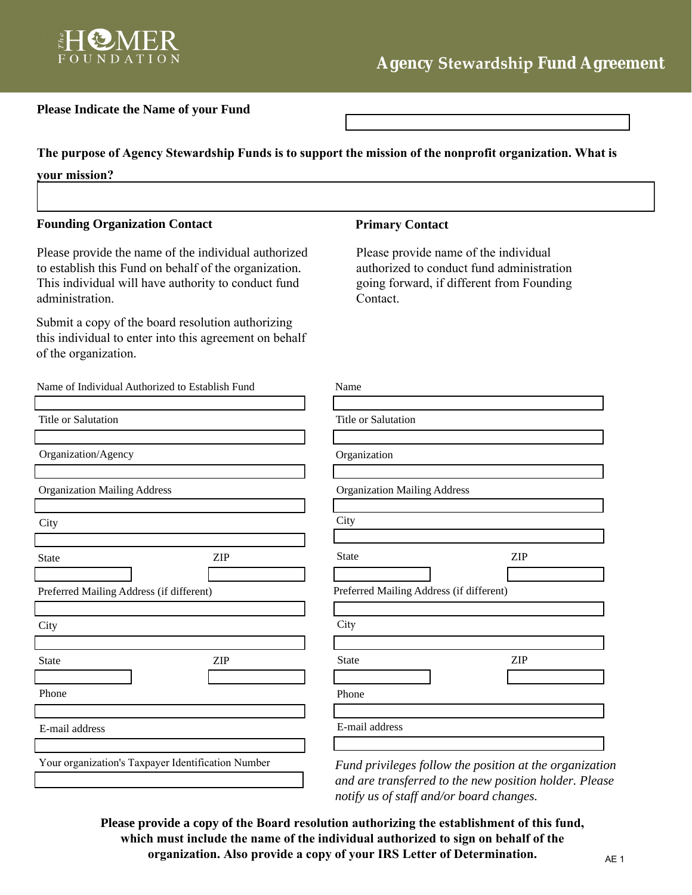The HOMER FOUNDATION

# Agency Stewardship Fund Agreement

**Please Indicate the Name of your Fund**

**The purpose of Agency Stewardship Funds is to support the mission of the nonprofit organization. What is your mission?**

### Founding Organization Contact

Please provide the name of the individual authorized to establish this Fund on behalf of the organization. This individual will have authority to conduct fund administration.

Submit a copy of the board resolution authorizing this individual to enter into this agreement on behalf of the organization.

Name of Individual Authorized to Establish Fund

Title or Salutation

Organization/Agency

Organization Mailing Address

City

State | ZIP

Preferred Mailing Address (if different)

City

State | ZIP

Phone

E-mail address

Your organization's Taxpayer Identification Number

### Primary Contact

Please provide name of the individual authorized to conduct fund administration going forward, if different from Founding Contact.

Name

Title or Salutation

Organization

Organization Mailing Address

City

State | ZIP

Preferred Mailing Address (if different)

City

State | ZIP

Phone

E-mail address

*Fund privileges follow the position at the organization and are transferred to the new position holder. Please notify us of staff and/or board changes.*

**Please provide a copy of the Board resolution authorizing the establishment of this fund, which must include the name of the individual authorized to sign on behalf of the organization. Also provide a copy of your IRS Letter of Determination.**

AE 1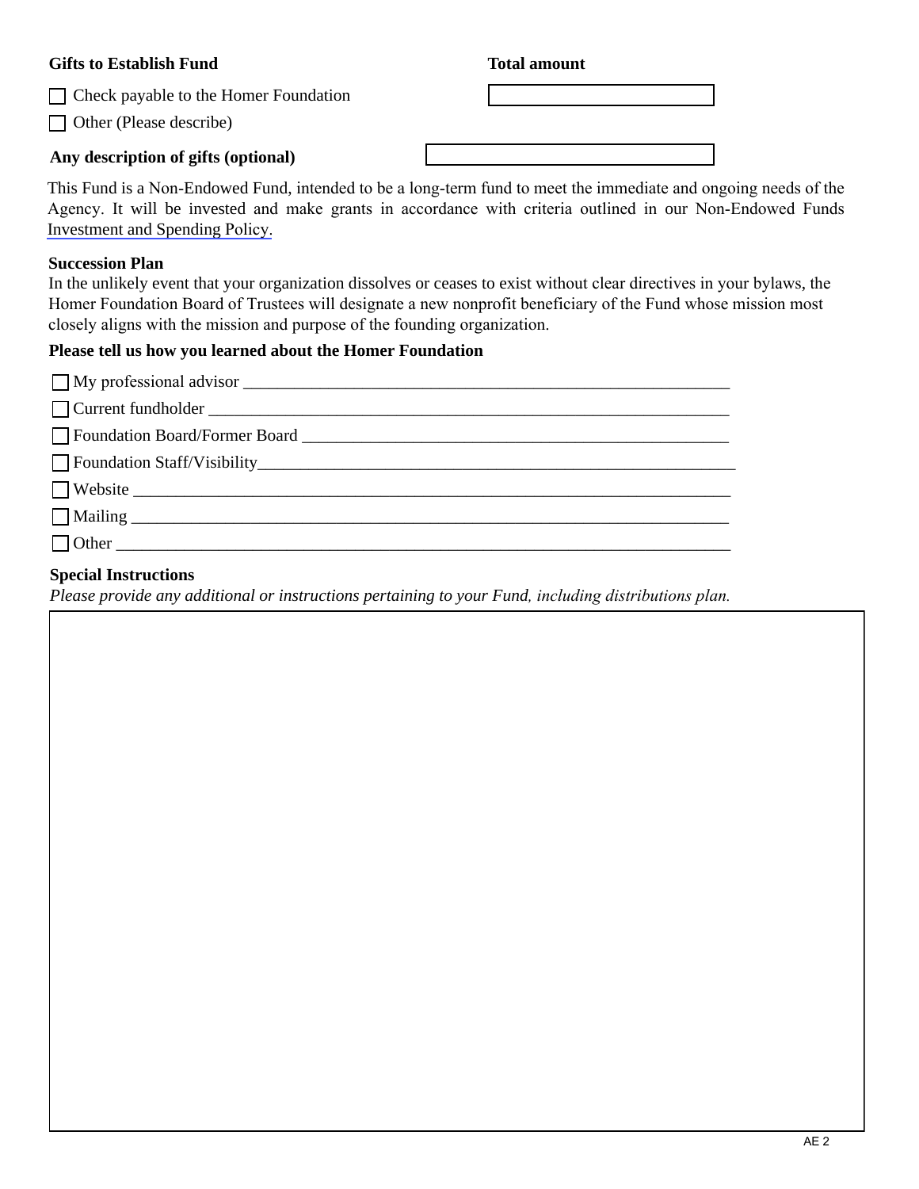**Gifts to Establish Fund** **Total amount**

- ☐ Check payable to the Homer Foundation
- ☐ Other (Please describe)

**Any description of gifts (optional)**

This Fund is a Non-Endowed Fund, intended to be a long-term fund to meet the immediate and ongoing needs of the Agency. It will be invested and make grants in accordance with criteria outlined in our Non-Endowed Funds Investment and Spending Policy.

**Succession Plan**

In the unlikely event that your organization dissolves or ceases to exist without clear directives in your bylaws, the Homer Foundation Board of Trustees will designate a new nonprofit beneficiary of the Fund whose mission most closely aligns with the mission and purpose of the founding organization.

**Please tell us how you learned about the Homer Foundation**

- ☐ My professional advisor ____________________________________________________________
- ☐ Current fundholder _________________________________________________________________
- ☐ Foundation Board/Former Board _____________________________________________________
- ☐ Foundation Staff/Visibility___________________________________________________________
- ☐ Website ___________________________________________________________________________
- ☐ Mailing ___________________________________________________________________________
- ☐ Other _____________________________________________________________________________

**Special Instructions**

*Please provide any additional or instructions pertaining to your Fund, including distributions plan.*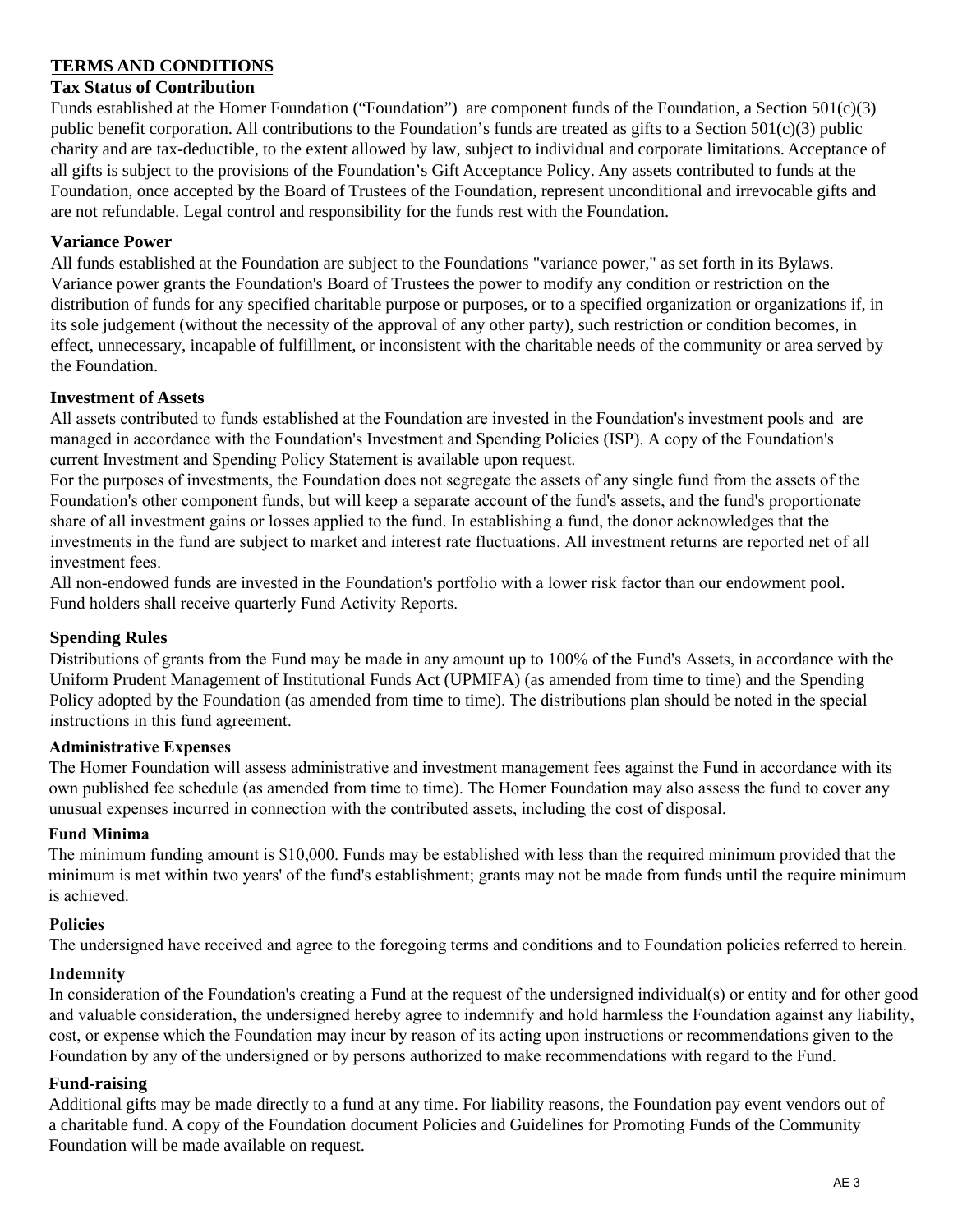## TERMS AND CONDITIONS

### Tax Status of Contribution

Funds established at the Homer Foundation ("Foundation") are component funds of the Foundation, a Section 501(c)(3) public benefit corporation. All contributions to the Foundation's funds are treated as gifts to a Section 501(c)(3) public charity and are tax-deductible, to the extent allowed by law, subject to individual and corporate limitations. Acceptance of all gifts is subject to the provisions of the Foundation's Gift Acceptance Policy. Any assets contributed to funds at the Foundation, once accepted by the Board of Trustees of the Foundation, represent unconditional and irrevocable gifts and are not refundable. Legal control and responsibility for the funds rest with the Foundation.

### Variance Power

All funds established at the Foundation are subject to the Foundations "variance power," as set forth in its Bylaws. Variance power grants the Foundation's Board of Trustees the power to modify any condition or restriction on the distribution of funds for any specified charitable purpose or purposes, or to a specified organization or organizations if, in its sole judgement (without the necessity of the approval of any other party), such restriction or condition becomes, in effect, unnecessary, incapable of fulfillment, or inconsistent with the charitable needs of the community or area served by the Foundation.

### Investment of Assets

All assets contributed to funds established at the Foundation are invested in the Foundation's investment pools and are managed in accordance with the Foundation's Investment and Spending Policies (ISP). A copy of the Foundation's current Investment and Spending Policy Statement is available upon request.

For the purposes of investments, the Foundation does not segregate the assets of any single fund from the assets of the Foundation's other component funds, but will keep a separate account of the fund's assets, and the fund's proportionate share of all investment gains or losses applied to the fund. In establishing a fund, the donor acknowledges that the investments in the fund are subject to market and interest rate fluctuations. All investment returns are reported net of all investment fees.

All non-endowed funds are invested in the Foundation's portfolio with a lower risk factor than our endowment pool. Fund holders shall receive quarterly Fund Activity Reports.

### Spending Rules

Distributions of grants from the Fund may be made in any amount up to 100% of the Fund's Assets, in accordance with the Uniform Prudent Management of Institutional Funds Act (UPMIFA) (as amended from time to time) and the Spending Policy adopted by the Foundation (as amended from time to time). The distributions plan should be noted in the special instructions in this fund agreement.

### Administrative Expenses

The Homer Foundation will assess administrative and investment management fees against the Fund in accordance with its own published fee schedule (as amended from time to time). The Homer Foundation may also assess the fund to cover any unusual expenses incurred in connection with the contributed assets, including the cost of disposal.

### Fund Minima

The minimum funding amount is $10,000. Funds may be established with less than the required minimum provided that the minimum is met within two years' of the fund's establishment; grants may not be made from funds until the require minimum is achieved.

### Policies

The undersigned have received and agree to the foregoing terms and conditions and to Foundation policies referred to herein.

### Indemnity

In consideration of the Foundation's creating a Fund at the request of the undersigned individual(s) or entity and for other good and valuable consideration, the undersigned hereby agree to indemnify and hold harmless the Foundation against any liability, cost, or expense which the Foundation may incur by reason of its acting upon instructions or recommendations given to the Foundation by any of the undersigned or by persons authorized to make recommendations with regard to the Fund.

### Fund-raising

Additional gifts may be made directly to a fund at any time. For liability reasons, the Foundation pay event vendors out of a charitable fund. A copy of the Foundation document Policies and Guidelines for Promoting Funds of the Community Foundation will be made available on request.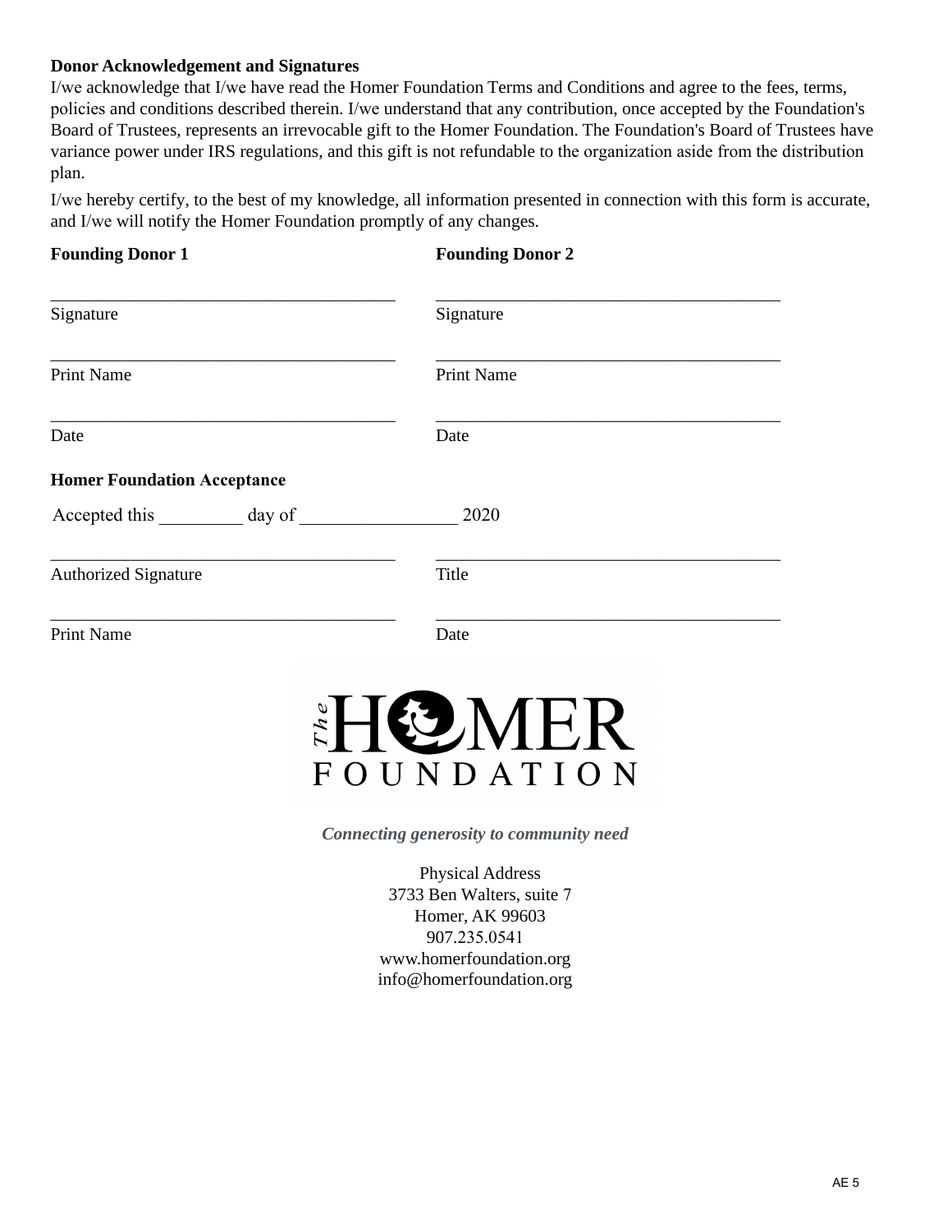**Donor Acknowledgement and Signatures**

I/we acknowledge that I/we have read the Homer Foundation Terms and Conditions and agree to the fees, terms, policies and conditions described therein. I/we understand that any contribution, once accepted by the Foundation's Board of Trustees, represents an irrevocable gift to the Homer Foundation. The Foundation's Board of Trustees have variance power under IRS regulations, and this gift is not refundable to the organization aside from the distribution plan.

I/we hereby certify, to the best of my knowledge, all information presented in connection with this form is accurate, and I/we will notify the Homer Foundation promptly of any changes.

| **Founding Donor 1** | **Founding Donor 2** |
| --- | --- |
| ______________________________________ | ______________________________________ |
| Signature | Signature |
| ______________________________________ | ______________________________________ |
| Print Name | Print Name |
| ______________________________________ | ______________________________________ |
| Date | Date |

**Homer Foundation Acceptance**

Accepted this _________ day of _________________ 2020

| | |
| --- | --- |
| ______________________________________ | ______________________________________ |
| Authorized Signature | Title |
| ______________________________________ | ______________________________________ |
| Print Name | Date |

The HOMER FOUNDATION

***Connecting generosity to community need***

Physical Address
3733 Ben Walters, suite 7
Homer, AK 99603
907.235.0541
www.homerfoundation.org
info@homerfoundation.org

AE 5